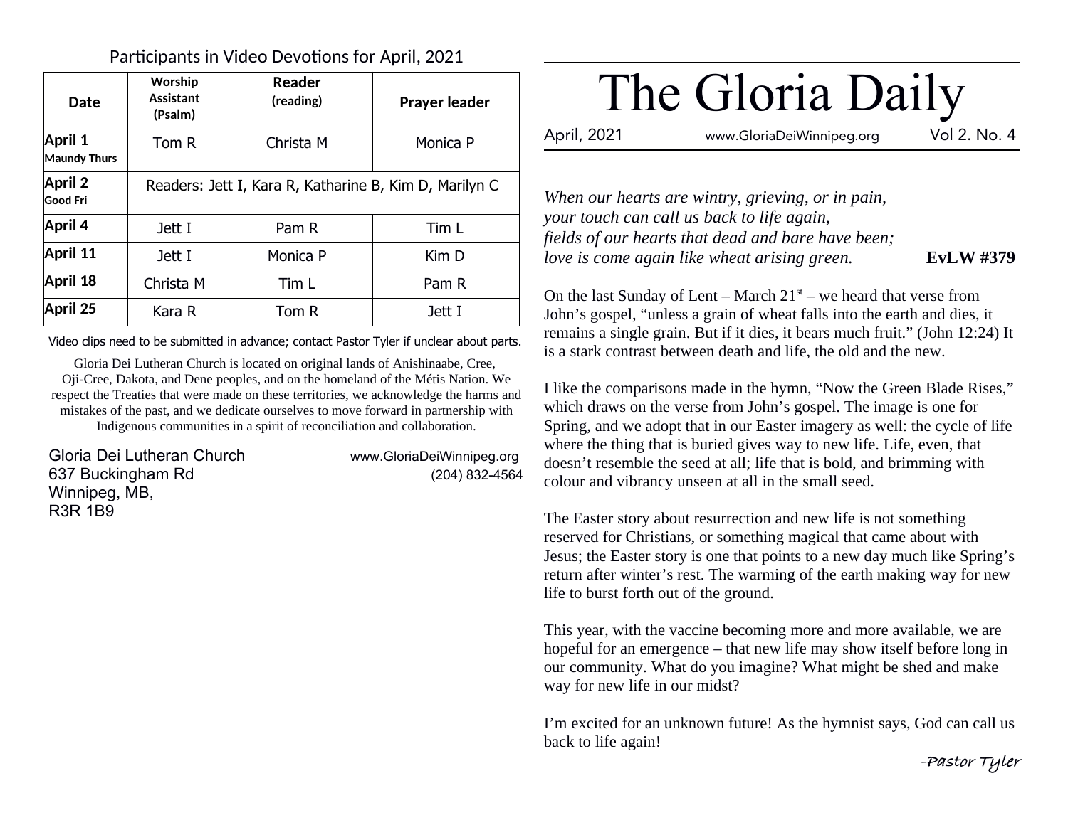Participants in Video Devotions for April, 2021

| Date | Worship Assistant (Psalm) | Reader (reading) | Prayer leader |
|---|---|---|---|
| **April 1** **Maundy Thurs** | Tom R | Christa M | Monica P |
| **April 2** **Good Fri** | Readers: Jett I, Kara R, Katharine B, Kim D, Marilyn C | | |
| **April 4** | Jett I | Pam R | Tim L |
| **April 11** | Jett I | Monica P | Kim D |
| **April 18** | Christa M | Tim L | Pam R |
| **April 25** | Kara R | Tom R | Jett I |

Video clips need to be submitted in advance; contact Pastor Tyler if unclear about parts.

Gloria Dei Lutheran Church is located on original lands of Anishinaabe, Cree, Oji-Cree, Dakota, and Dene peoples, and on the homeland of the Métis Nation. We respect the Treaties that were made on these territories, we acknowledge the harms and mistakes of the past, and we dedicate ourselves to move forward in partnership with Indigenous communities in a spirit of reconciliation and collaboration.

Gloria Dei Lutheran Church
637 Buckingham Rd
Winnipeg, MB,
R3R 1B9

www.GloriaDeiWinnipeg.org
(204) 832-4564

# The Gloria Daily

April, 2021 | www.GloriaDeiWinnipeg.org | Vol 2. No. 4

*When our hearts are wintry, grieving, or in pain,*
*your touch can call us back to life again,*
*fields of our hearts that dead and bare have been;*
*love is come again like wheat arising green.* **EvLW #379**

On the last Sunday of Lent – March 21st – we heard that verse from John's gospel, "unless a grain of wheat falls into the earth and dies, it remains a single grain. But if it dies, it bears much fruit." (John 12:24) It is a stark contrast between death and life, the old and the new.

I like the comparisons made in the hymn, "Now the Green Blade Rises," which draws on the verse from John's gospel. The image is one for Spring, and we adopt that in our Easter imagery as well: the cycle of life where the thing that is buried gives way to new life. Life, even, that doesn't resemble the seed at all; life that is bold, and brimming with colour and vibrancy unseen at all in the small seed.

The Easter story about resurrection and new life is not something reserved for Christians, or something magical that came about with Jesus; the Easter story is one that points to a new day much like Spring's return after winter's rest. The warming of the earth making way for new life to burst forth out of the ground.

This year, with the vaccine becoming more and more available, we are hopeful for an emergence – that new life may show itself before long in our community. What do you imagine? What might be shed and make way for new life in our midst?

I'm excited for an unknown future! As the hymnist says, God can call us back to life again!

-Pastor Tyler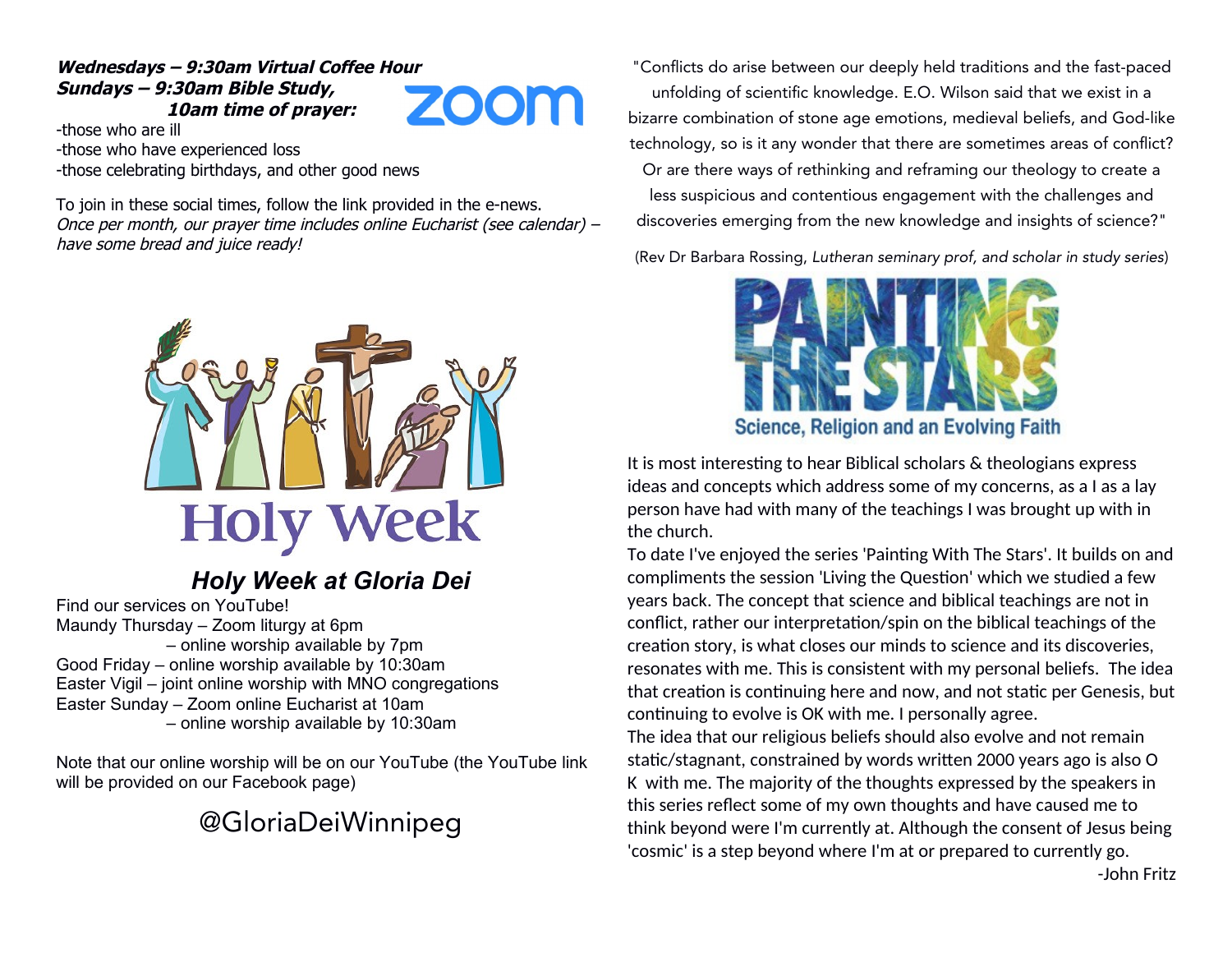***Wednesdays – 9:30am Virtual Coffee Hour***
***Sundays – 9:30am Bible Study,***
***10am time of prayer:***

-those who are ill
-those who have experienced loss
-those celebrating birthdays, and other good news

To join in these social times, follow the link provided in the e-news.
*Once per month, our prayer time includes online Eucharist (see calendar) – have some bread and juice ready!*

Holy Week

## *Holy Week at Gloria Dei*

Find our services on YouTube!
Maundy Thursday – Zoom liturgy at 6pm
– online worship available by 7pm
Good Friday – online worship available by 10:30am
Easter Vigil – joint online worship with MNO congregations
Easter Sunday – Zoom online Eucharist at 10am
– online worship available by 10:30am

Note that our online worship will be on our YouTube (the YouTube link will be provided on our Facebook page)

@GloriaDeiWinnipeg

"Conflicts do arise between our deeply held traditions and the fast-paced unfolding of scientific knowledge. E.O. Wilson said that we exist in a bizarre combination of stone age emotions, medieval beliefs, and God-like technology, so is it any wonder that there are sometimes areas of conflict? Or are there ways of rethinking and reframing our theology to create a less suspicious and contentious engagement with the challenges and discoveries emerging from the new knowledge and insights of science?"

(Rev Dr Barbara Rossing, *Lutheran seminary prof, and scholar in study series*)

PAINTING THE STARS
Science, Religion and an Evolving Faith

It is most interesting to hear Biblical scholars & theologians express ideas and concepts which address some of my concerns, as a I as a lay person have had with many of the teachings I was brought up with in the church.
To date I've enjoyed the series 'Painting With The Stars'. It builds on and compliments the session 'Living the Question' which we studied a few years back. The concept that science and biblical teachings are not in conflict, rather our interpretation/spin on the biblical teachings of the creation story, is what closes our minds to science and its discoveries, resonates with me. This is consistent with my personal beliefs. The idea that creation is continuing here and now, and not static per Genesis, but continuing to evolve is OK with me. I personally agree.
The idea that our religious beliefs should also evolve and not remain static/stagnant, constrained by words written 2000 years ago is also O K with me. The majority of the thoughts expressed by the speakers in this series reflect some of my own thoughts and have caused me to think beyond were I'm currently at. Although the consent of Jesus being 'cosmic' is a step beyond where I'm at or prepared to currently go.

-John Fritz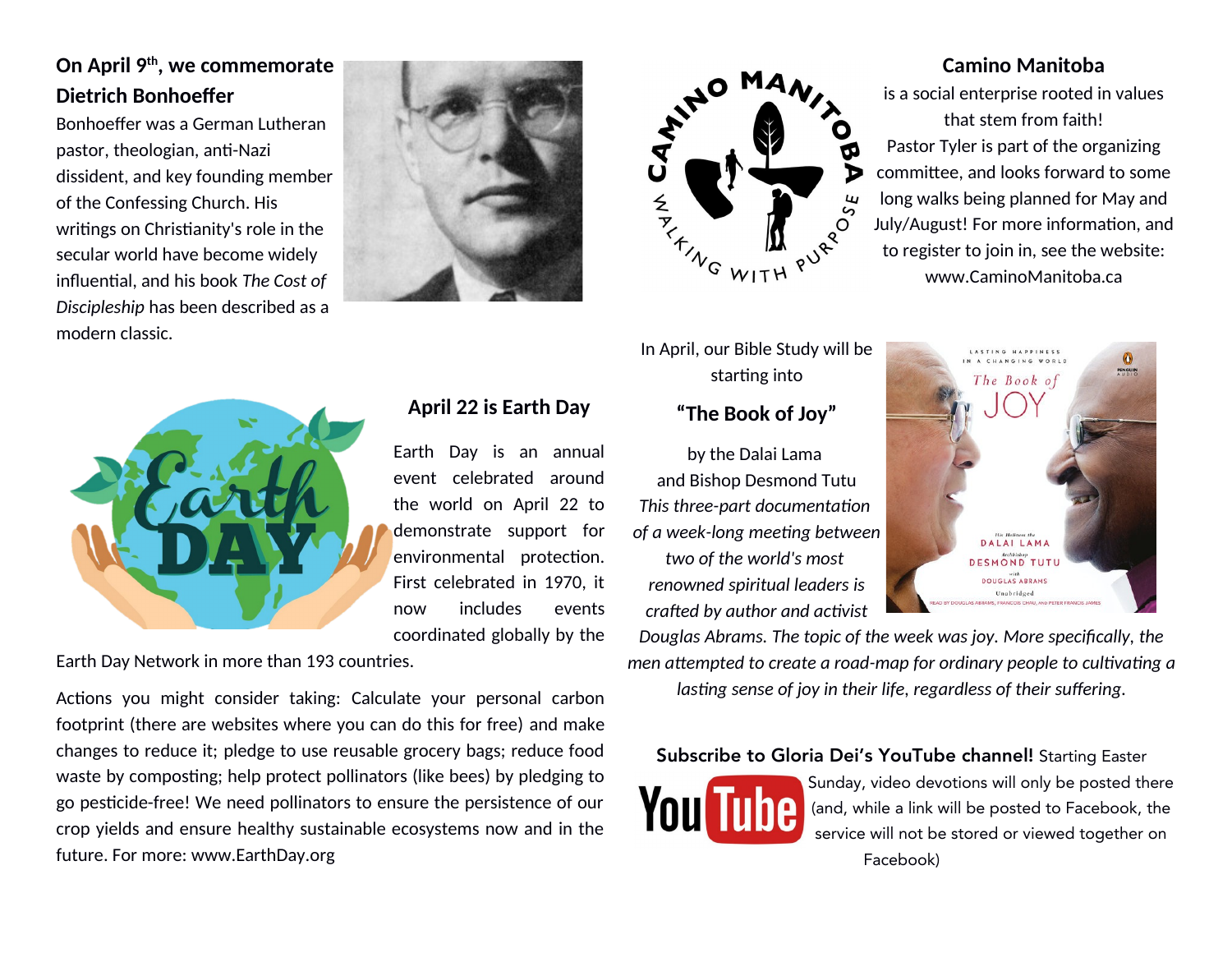## On April 9th, we commemorate Dietrich Bonhoeffer

Bonhoeffer was a German Lutheran pastor, theologian, anti-Nazi dissident, and key founding member of the Confessing Church. His writings on Christianity's role in the secular world have become widely influential, and his book *The Cost of Discipleship* has been described as a modern classic.

## April 22 is Earth Day

Earth Day is an annual event celebrated around the world on April 22 to demonstrate support for environmental protection. First celebrated in 1970, it now includes events coordinated globally by the Earth Day Network in more than 193 countries.

Actions you might consider taking: Calculate your personal carbon footprint (there are websites where you can do this for free) and make changes to reduce it; pledge to use reusable grocery bags; reduce food waste by composting; help protect pollinators (like bees) by pledging to go pesticide-free! We need pollinators to ensure the persistence of our crop yields and ensure healthy sustainable ecosystems now and in the future. For more: www.EarthDay.org

## Camino Manitoba

is a social enterprise rooted in values that stem from faith!
Pastor Tyler is part of the organizing committee, and looks forward to some long walks being planned for May and July/August! For more information, and to register to join in, see the website: www.CaminoManitoba.ca

In April, our Bible Study will be starting into

## "The Book of Joy"

by the Dalai Lama
and Bishop Desmond Tutu

*This three-part documentation of a week-long meeting between two of the world's most renowned spiritual leaders is crafted by author and activist Douglas Abrams. The topic of the week was joy. More specifically, the men attempted to create a road-map for ordinary people to cultivating a lasting sense of joy in their life, regardless of their suffering.*

**Subscribe to Gloria Dei's YouTube channel!** Starting Easter Sunday, video devotions will only be posted there (and, while a link will be posted to Facebook, the service will not be stored or viewed together on Facebook)